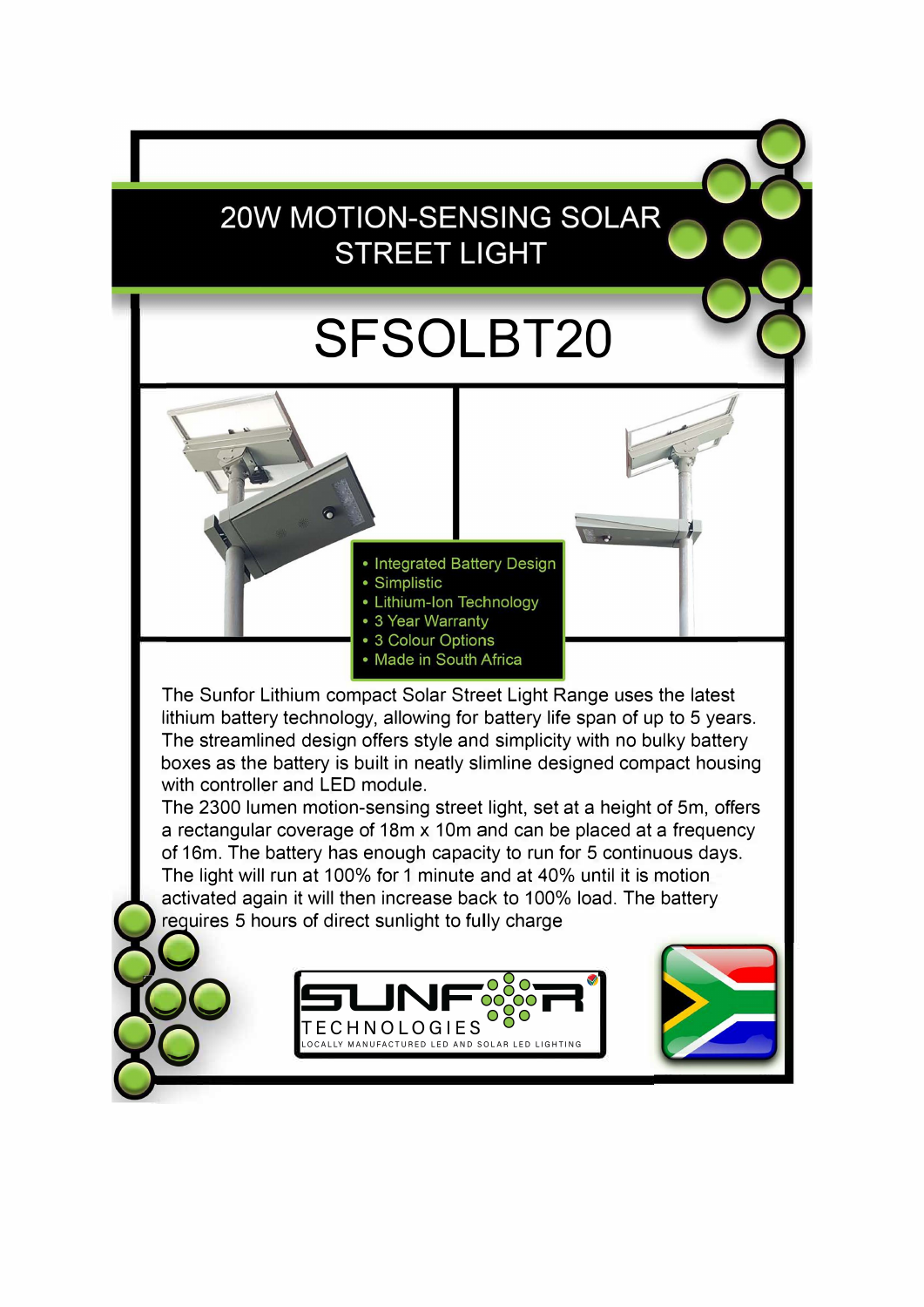# 20W MOTION-SENSING SOLAR STREET LIGHT

## SFSOLBT20

- Integrated Battery Design
- Simplistic
- Lithium-Ion Technology
- 3 Year Warranty
- 3 Colour Options
- Made in South Africa

The Sunfor Lithium compact Solar Street Light Range uses the latest lithium battery technology, allowing for battery life span of up to 5 years. The streamlined design offers style and simplicity with no bulky battery boxes as the battery is built in neatly slimline designed compact housing with controller and LED module.
The 2300 lumen motion-sensing street light, set at a height of 5m, offers a rectangular coverage of 18m x 10m and can be placed at a frequency of 16m. The battery has enough capacity to run for 5 continuous days. The light will run at 100% for 1 minute and at 40% until it is motion activated again it will then increase back to 100% load. The battery requires 5 hours of direct sunlight to fully charge

SUNFOR TECHNOLOGIES
LOCALLY MANUFACTURED LED AND SOLAR LED LIGHTING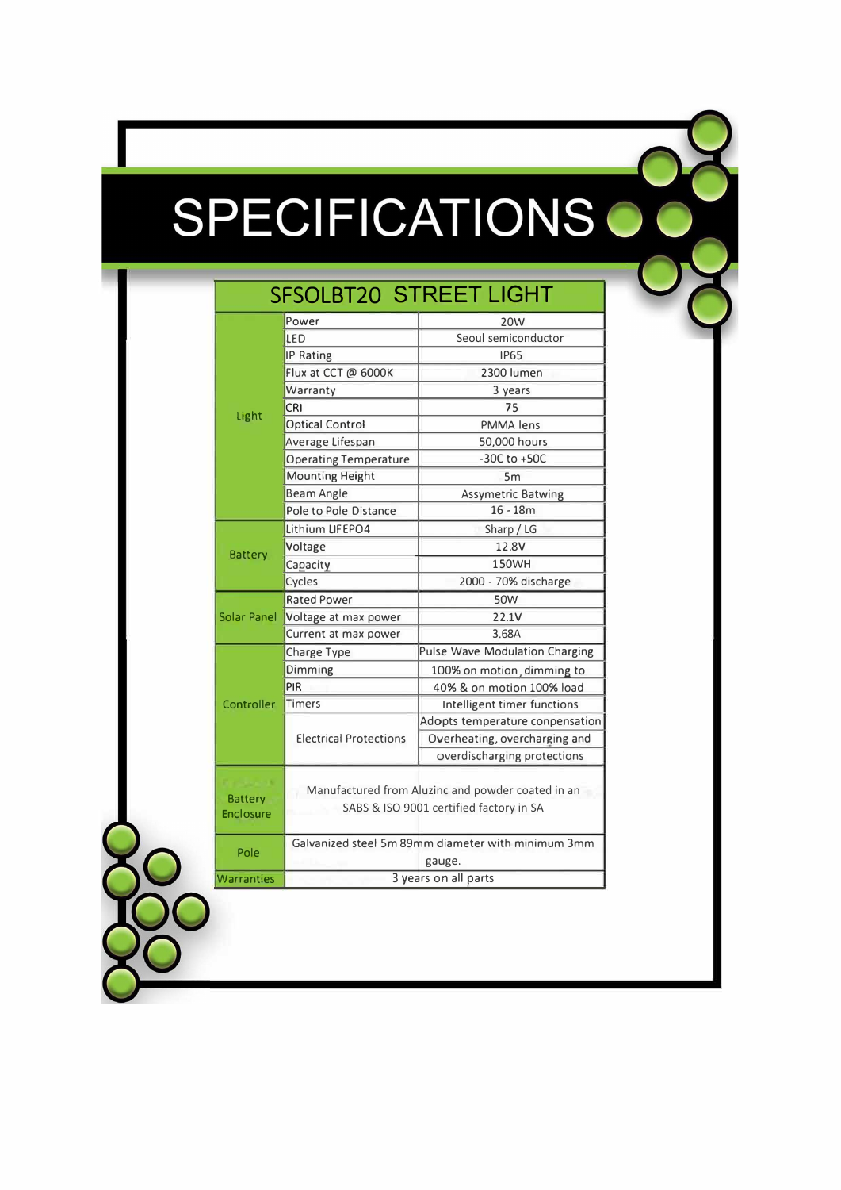# SPECIFICATIONS

| SFSOLBT20 STREET LIGHT | | |
|---|---|---|
| Light | Power | 20W |
| | LED | Seoul semiconductor |
| | IP Rating | IP65 |
| | Flux at CCT @ 6000K | 2300 lumen |
| | Warranty | 3 years |
| | CRI | 75 |
| | Optical Control | PMMA lens |
| | Average Lifespan | 50,000 hours |
| | Operating Temperature | -30C to +50C |
| | Mounting Height | 5m |
| | Beam Angle | Assymetric Batwing |
| | Pole to Pole Distance | 16 - 18m |
| Battery | Lithium LIFEPO4 | Sharp / LG |
| | Voltage | 12.8V |
| | Capacity | 150WH |
| | Cycles | 2000 - 70% discharge |
| Solar Panel | Rated Power | 50W |
| | Voltage at max power | 22.1V |
| | Current at max power | 3.68A |
| Controller | Charge Type | Pulse Wave Modulation Charging |
| | Dimming | 100% on motion, dimming to |
| | PIR | 40% & on motion 100% load |
| | Timers | Intelligent timer functions |
| | Electrical Protections | Adopts temperature conpensation<br>Overheating, overcharging and<br>overdischarging protections |
| Battery Enclosure | Manufactured from Aluzinc and powder coated in an SABS & ISO 9001 certified factory in SA | |
| Pole | Galvanized steel 5m 89mm diameter with minimum 3mm gauge. | |
| Warranties | 3 years on all parts | |